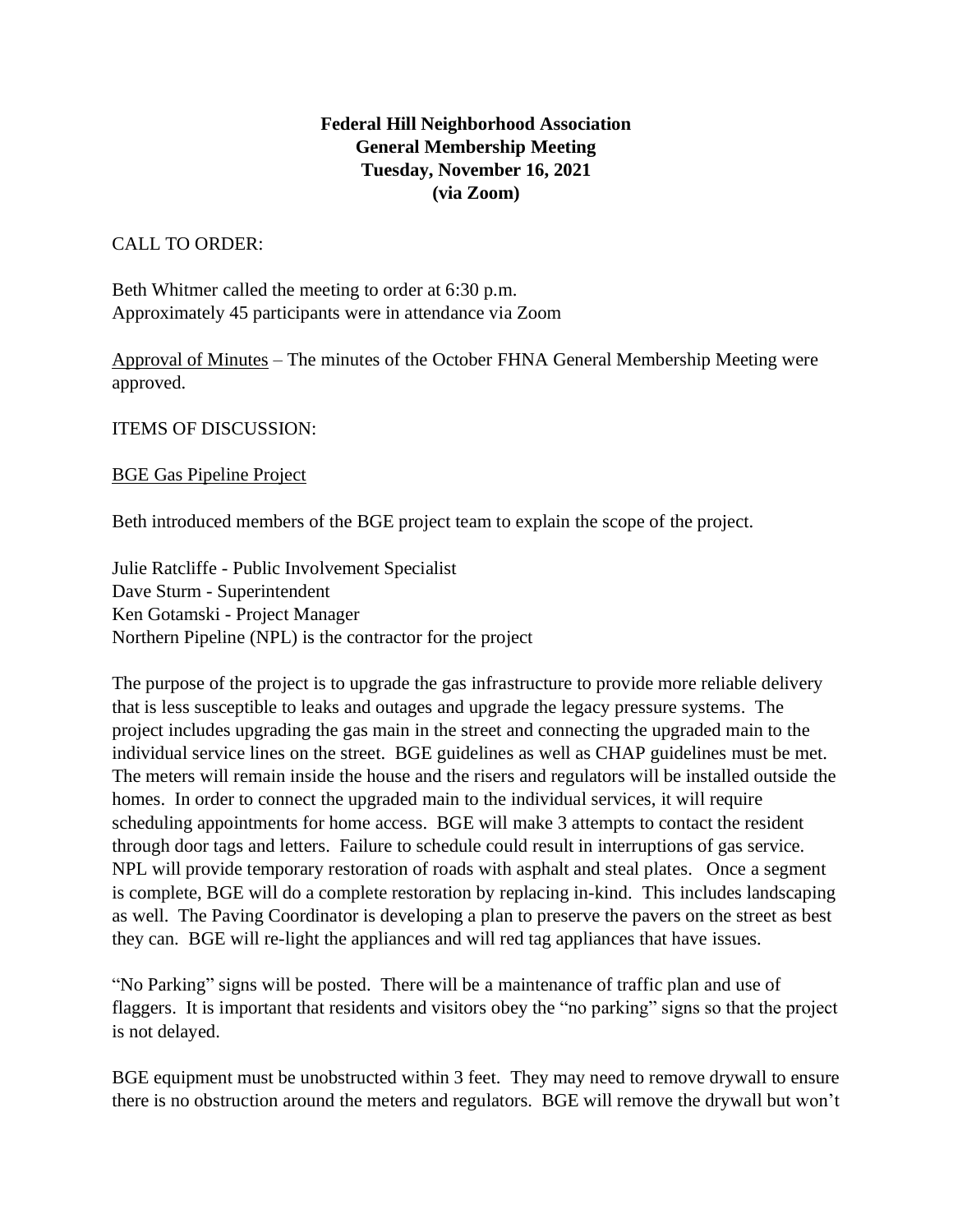**Federal Hill Neighborhood Association**
**General Membership Meeting**
**Tuesday, November 16, 2021**
**(via Zoom)**

CALL TO ORDER:

Beth Whitmer called the meeting to order at 6:30 p.m.
Approximately 45 participants were in attendance via Zoom

Approval of Minutes – The minutes of the October FHNA General Membership Meeting were approved.

ITEMS OF DISCUSSION:

BGE Gas Pipeline Project

Beth introduced members of the BGE project team to explain the scope of the project.

Julie Ratcliffe - Public Involvement Specialist
Dave Sturm - Superintendent
Ken Gotamski - Project Manager
Northern Pipeline (NPL) is the contractor for the project

The purpose of the project is to upgrade the gas infrastructure to provide more reliable delivery that is less susceptible to leaks and outages and upgrade the legacy pressure systems. The project includes upgrading the gas main in the street and connecting the upgraded main to the individual service lines on the street. BGE guidelines as well as CHAP guidelines must be met. The meters will remain inside the house and the risers and regulators will be installed outside the homes. In order to connect the upgraded main to the individual services, it will require scheduling appointments for home access. BGE will make 3 attempts to contact the resident through door tags and letters. Failure to schedule could result in interruptions of gas service. NPL will provide temporary restoration of roads with asphalt and steal plates. Once a segment is complete, BGE will do a complete restoration by replacing in-kind. This includes landscaping as well. The Paving Coordinator is developing a plan to preserve the pavers on the street as best they can. BGE will re-light the appliances and will red tag appliances that have issues.

"No Parking" signs will be posted. There will be a maintenance of traffic plan and use of flaggers. It is important that residents and visitors obey the "no parking" signs so that the project is not delayed.

BGE equipment must be unobstructed within 3 feet. They may need to remove drywall to ensure there is no obstruction around the meters and regulators. BGE will remove the drywall but won't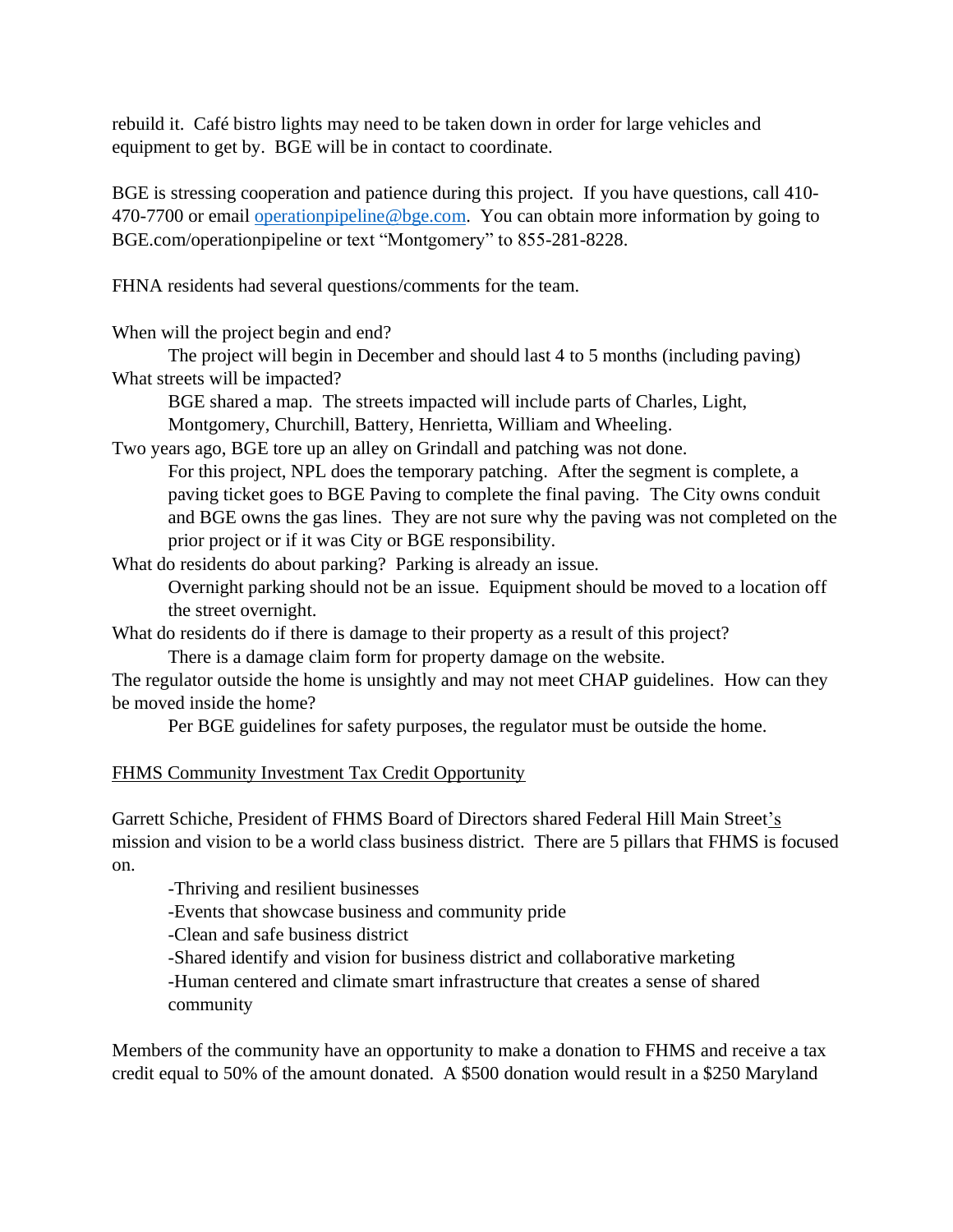rebuild it. Café bistro lights may need to be taken down in order for large vehicles and equipment to get by. BGE will be in contact to coordinate.

BGE is stressing cooperation and patience during this project. If you have questions, call 410-470-7700 or email [operationpipeline@bge.com](mailto:operationpipeline@bge.com). You can obtain more information by going to BGE.com/operationpipeline or text "Montgomery" to 855-281-8228.

FHNA residents had several questions/comments for the team.

When will the project begin and end?

> The project will begin in December and should last 4 to 5 months (including paving)

What streets will be impacted?

> BGE shared a map. The streets impacted will include parts of Charles, Light, Montgomery, Churchill, Battery, Henrietta, William and Wheeling.

Two years ago, BGE tore up an alley on Grindall and patching was not done.

> For this project, NPL does the temporary patching. After the segment is complete, a paving ticket goes to BGE Paving to complete the final paving. The City owns conduit and BGE owns the gas lines. They are not sure why the paving was not completed on the prior project or if it was City or BGE responsibility.

What do residents do about parking? Parking is already an issue.

> Overnight parking should not be an issue. Equipment should be moved to a location off the street overnight.

What do residents do if there is damage to their property as a result of this project?

> There is a damage claim form for property damage on the website.

The regulator outside the home is unsightly and may not meet CHAP guidelines. How can they be moved inside the home?

> Per BGE guidelines for safety purposes, the regulator must be outside the home.

<u>FHMS Community Investment Tax Credit Opportunity</u>

Garrett Schiche, President of FHMS Board of Directors shared Federal Hill Main Street's mission and vision to be a world class business district. There are 5 pillars that FHMS is focused on.

- Thriving and resilient businesses
- Events that showcase business and community pride
- Clean and safe business district
- Shared identify and vision for business district and collaborative marketing
- Human centered and climate smart infrastructure that creates a sense of shared community

Members of the community have an opportunity to make a donation to FHMS and receive a tax credit equal to 50% of the amount donated. A $500 donation would result in a $250 Maryland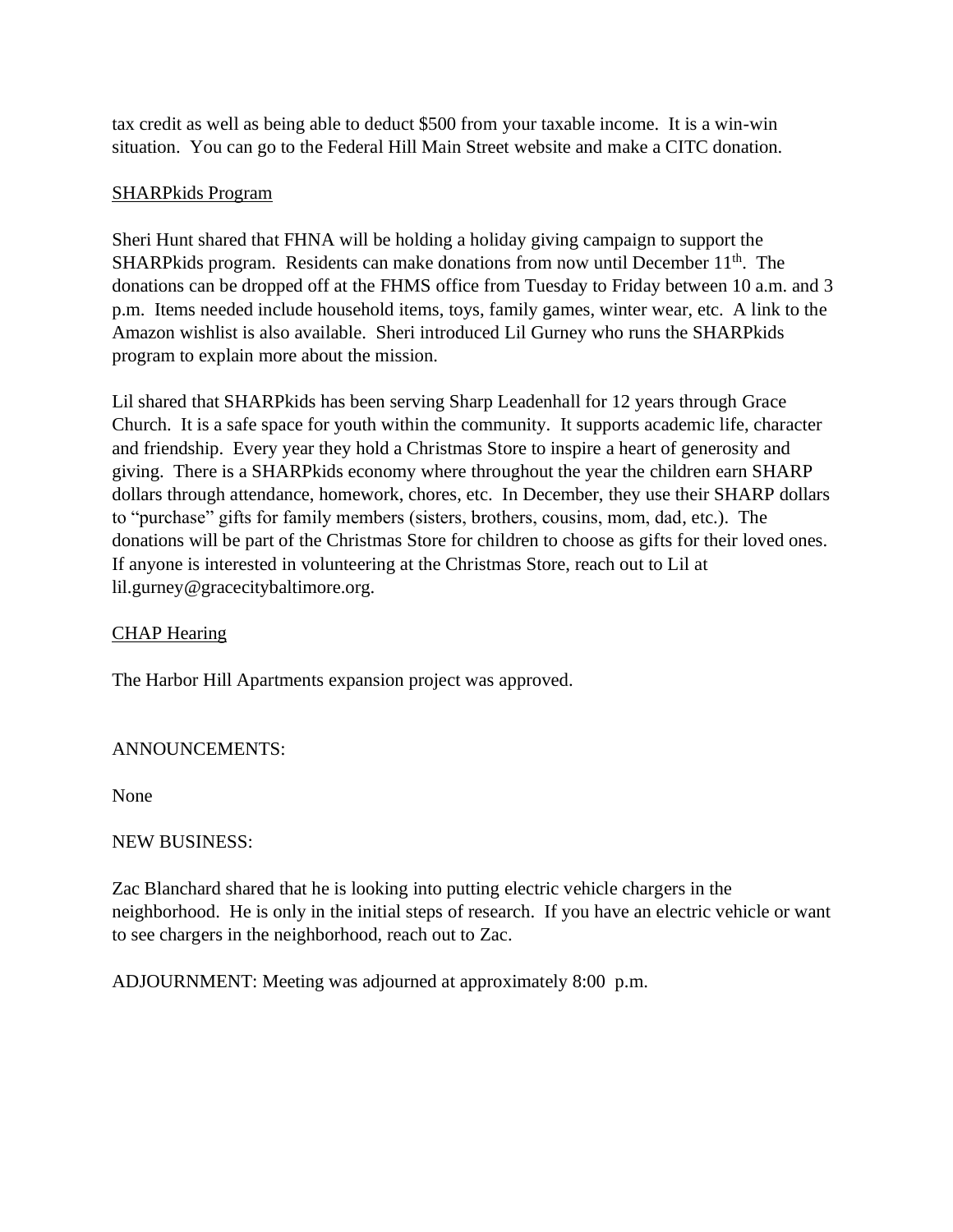tax credit as well as being able to deduct $500 from your taxable income. It is a win-win situation. You can go to the Federal Hill Main Street website and make a CITC donation.

<u>SHARPkids Program</u>

Sheri Hunt shared that FHNA will be holding a holiday giving campaign to support the SHARPkids program. Residents can make donations from now until December 11th. The donations can be dropped off at the FHMS office from Tuesday to Friday between 10 a.m. and 3 p.m. Items needed include household items, toys, family games, winter wear, etc. A link to the Amazon wishlist is also available. Sheri introduced Lil Gurney who runs the SHARPkids program to explain more about the mission.

Lil shared that SHARPkids has been serving Sharp Leadenhall for 12 years through Grace Church. It is a safe space for youth within the community. It supports academic life, character and friendship. Every year they hold a Christmas Store to inspire a heart of generosity and giving. There is a SHARPkids economy where throughout the year the children earn SHARP dollars through attendance, homework, chores, etc. In December, they use their SHARP dollars to "purchase" gifts for family members (sisters, brothers, cousins, mom, dad, etc.). The donations will be part of the Christmas Store for children to choose as gifts for their loved ones. If anyone is interested in volunteering at the Christmas Store, reach out to Lil at lil.gurney@gracecitybaltimore.org.

<u>CHAP Hearing</u>

The Harbor Hill Apartments expansion project was approved.

ANNOUNCEMENTS:

None

NEW BUSINESS:

Zac Blanchard shared that he is looking into putting electric vehicle chargers in the neighborhood. He is only in the initial steps of research. If you have an electric vehicle or want to see chargers in the neighborhood, reach out to Zac.

ADJOURNMENT: Meeting was adjourned at approximately 8:00 p.m.